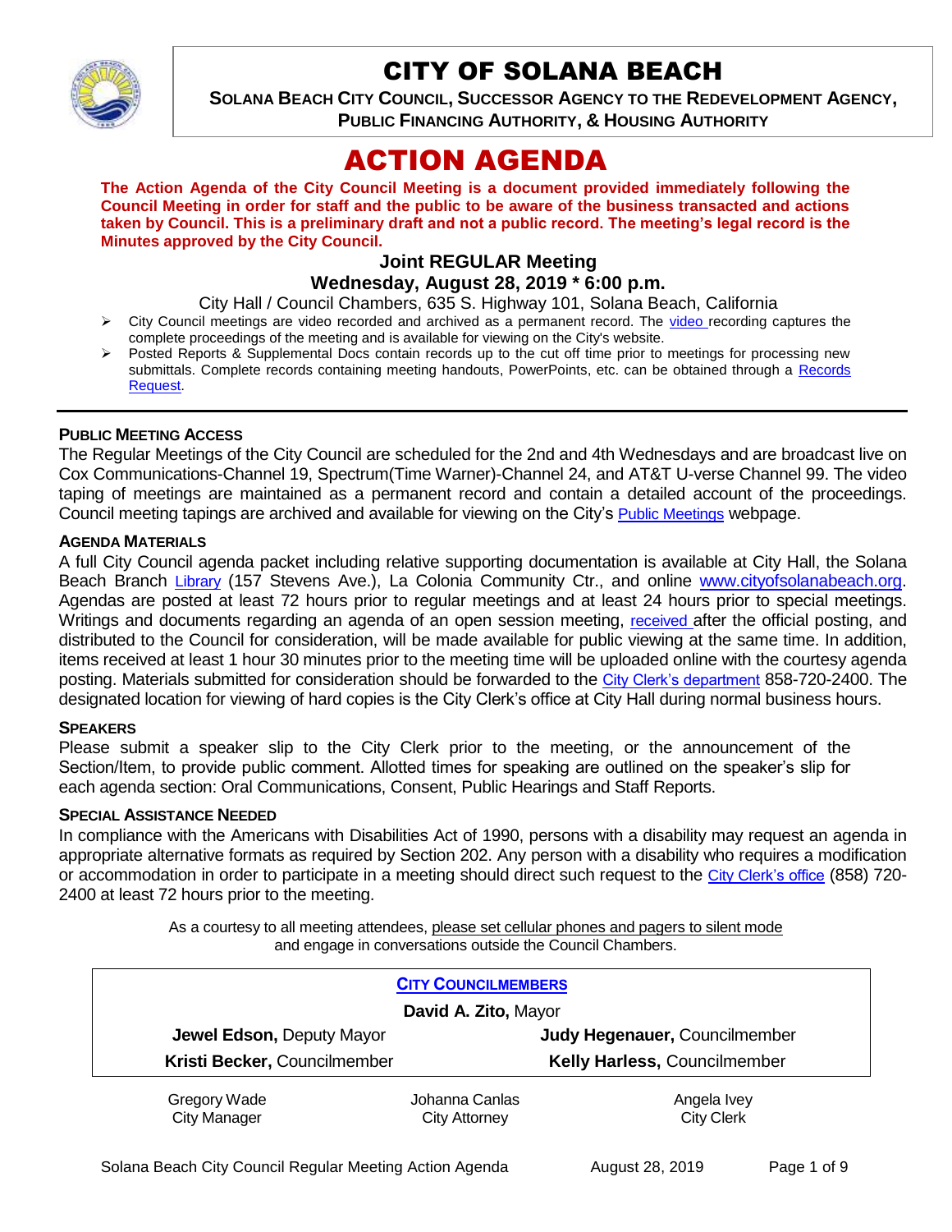# CITY OF SOLANA BEACH

**SOLANA BEACH CITY COUNCIL, SUCCESSOR AGENCY TO THE REDEVELOPMENT AGENCY, PUBLIC FINANCING AUTHORITY, & HOUSING AUTHORITY**

# ACTION AGENDA

**The Action Agenda of the City Council Meeting is a document provided immediately following the Council Meeting in order for staff and the public to be aware of the business transacted and actions taken by Council. This is a preliminary draft and not a public record. The meeting's legal record is the Minutes approved by the City Council.**

## Joint REGULAR Meeting
## Wednesday, August 28, 2019 * 6:00 p.m.

City Hall / Council Chambers, 635 S. Highway 101, Solana Beach, California

- City Council meetings are video recorded and archived as a permanent record. The video recording captures the complete proceedings of the meeting and is available for viewing on the City's website.
- Posted Reports & Supplemental Docs contain records up to the cut off time prior to meetings for processing new submittals. Complete records containing meeting handouts, PowerPoints, etc. can be obtained through a Records Request.

---

### PUBLIC MEETING ACCESS

The Regular Meetings of the City Council are scheduled for the 2nd and 4th Wednesdays and are broadcast live on Cox Communications-Channel 19, Spectrum(Time Warner)-Channel 24, and AT&T U-verse Channel 99. The video taping of meetings are maintained as a permanent record and contain a detailed account of the proceedings. Council meeting tapings are archived and available for viewing on the City's Public Meetings webpage.

### AGENDA MATERIALS

A full City Council agenda packet including relative supporting documentation is available at City Hall, the Solana Beach Branch Library (157 Stevens Ave.), La Colonia Community Ctr., and online www.cityofsolanabeach.org. Agendas are posted at least 72 hours prior to regular meetings and at least 24 hours prior to special meetings. Writings and documents regarding an agenda of an open session meeting, received after the official posting, and distributed to the Council for consideration, will be made available for public viewing at the same time. In addition, items received at least 1 hour 30 minutes prior to the meeting time will be uploaded online with the courtesy agenda posting. Materials submitted for consideration should be forwarded to the City Clerk's department 858-720-2400. The designated location for viewing of hard copies is the City Clerk's office at City Hall during normal business hours.

### SPEAKERS

Please submit a speaker slip to the City Clerk prior to the meeting, or the announcement of the Section/Item, to provide public comment. Allotted times for speaking are outlined on the speaker's slip for each agenda section: Oral Communications, Consent, Public Hearings and Staff Reports.

### SPECIAL ASSISTANCE NEEDED

In compliance with the Americans with Disabilities Act of 1990, persons with a disability may request an agenda in appropriate alternative formats as required by Section 202. Any person with a disability who requires a modification or accommodation in order to participate in a meeting should direct such request to the City Clerk's office (858) 720-2400 at least 72 hours prior to the meeting.

As a courtesy to all meeting attendees, please set cellular phones and pagers to silent mode and engage in conversations outside the Council Chambers.

**CITY COUNCILMEMBERS**

**David A. Zito,** Mayor

| | |
|---|---|
| **Jewel Edson,** Deputy Mayor | **Judy Hegenauer,** Councilmember |
| **Kristi Becker,** Councilmember | **Kelly Harless,** Councilmember |

| | | |
|---|---|---|
| Gregory Wade<br>City Manager | Johanna Canlas<br>City Attorney | Angela Ivey<br>City Clerk |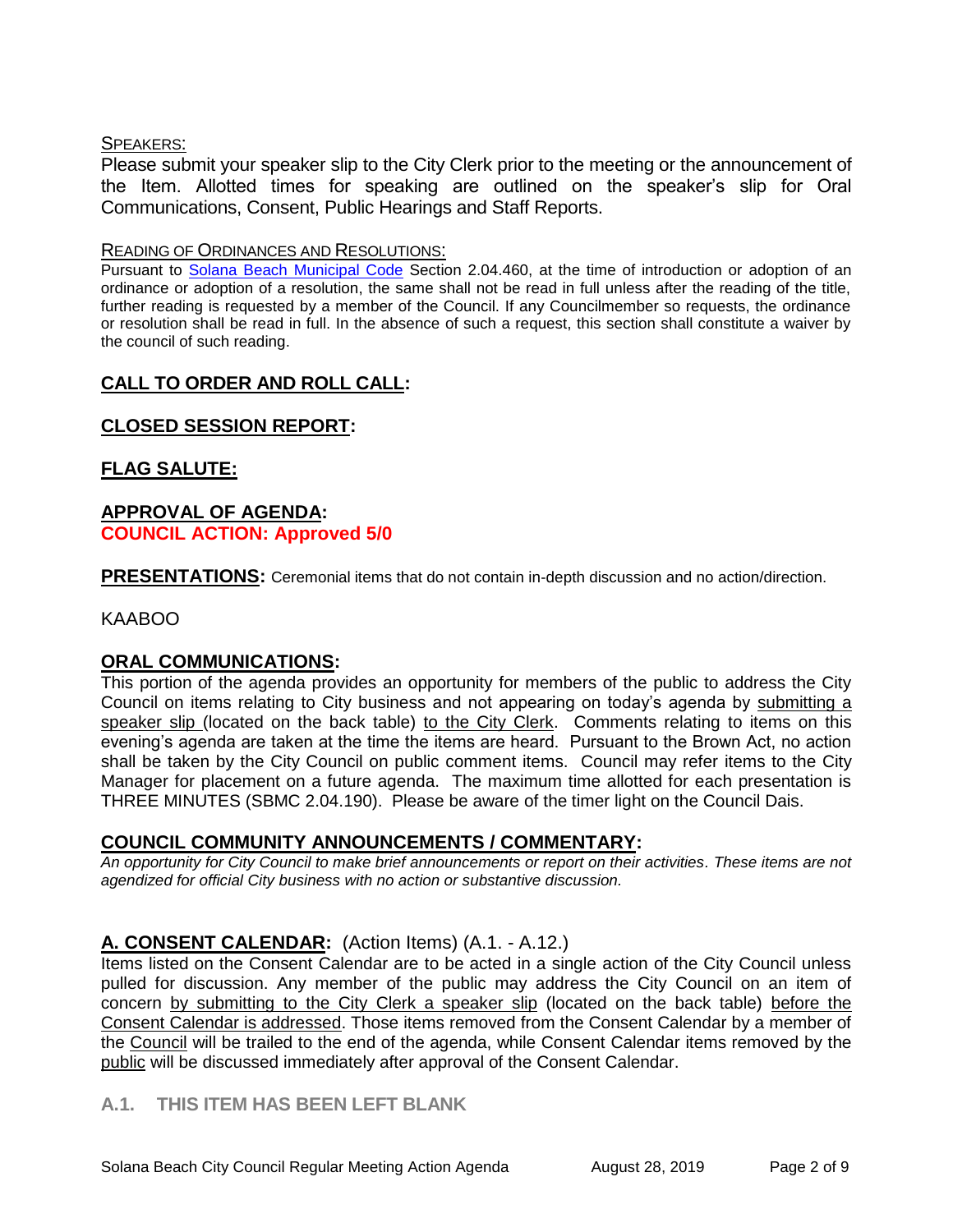SPEAKERS:

Please submit your speaker slip to the City Clerk prior to the meeting or the announcement of the Item. Allotted times for speaking are outlined on the speaker's slip for Oral Communications, Consent, Public Hearings and Staff Reports.

READING OF ORDINANCES AND RESOLUTIONS:

Pursuant to Solana Beach Municipal Code Section 2.04.460, at the time of introduction or adoption of an ordinance or adoption of a resolution, the same shall not be read in full unless after the reading of the title, further reading is requested by a member of the Council. If any Councilmember so requests, the ordinance or resolution shall be read in full. In the absence of such a request, this section shall constitute a waiver by the council of such reading.

## CALL TO ORDER AND ROLL CALL:

## CLOSED SESSION REPORT:

## FLAG SALUTE:

## APPROVAL OF AGENDA:

**COUNCIL ACTION: Approved 5/0**

**PRESENTATIONS:** Ceremonial items that do not contain in-depth discussion and no action/direction.

KAABOO

## ORAL COMMUNICATIONS:

This portion of the agenda provides an opportunity for members of the public to address the City Council on items relating to City business and not appearing on today's agenda by submitting a speaker slip (located on the back table) to the City Clerk. Comments relating to items on this evening's agenda are taken at the time the items are heard. Pursuant to the Brown Act, no action shall be taken by the City Council on public comment items. Council may refer items to the City Manager for placement on a future agenda. The maximum time allotted for each presentation is THREE MINUTES (SBMC 2.04.190). Please be aware of the timer light on the Council Dais.

## COUNCIL COMMUNITY ANNOUNCEMENTS / COMMENTARY:

*An opportunity for City Council to make brief announcements or report on their activities. These items are not agendized for official City business with no action or substantive discussion.*

## A. CONSENT CALENDAR: (Action Items) (A.1. - A.12.)

Items listed on the Consent Calendar are to be acted in a single action of the City Council unless pulled for discussion. Any member of the public may address the City Council on an item of concern by submitting to the City Clerk a speaker slip (located on the back table) before the Consent Calendar is addressed. Those items removed from the Consent Calendar by a member of the Council will be trailed to the end of the agenda, while Consent Calendar items removed by the public will be discussed immediately after approval of the Consent Calendar.

### A.1. THIS ITEM HAS BEEN LEFT BLANK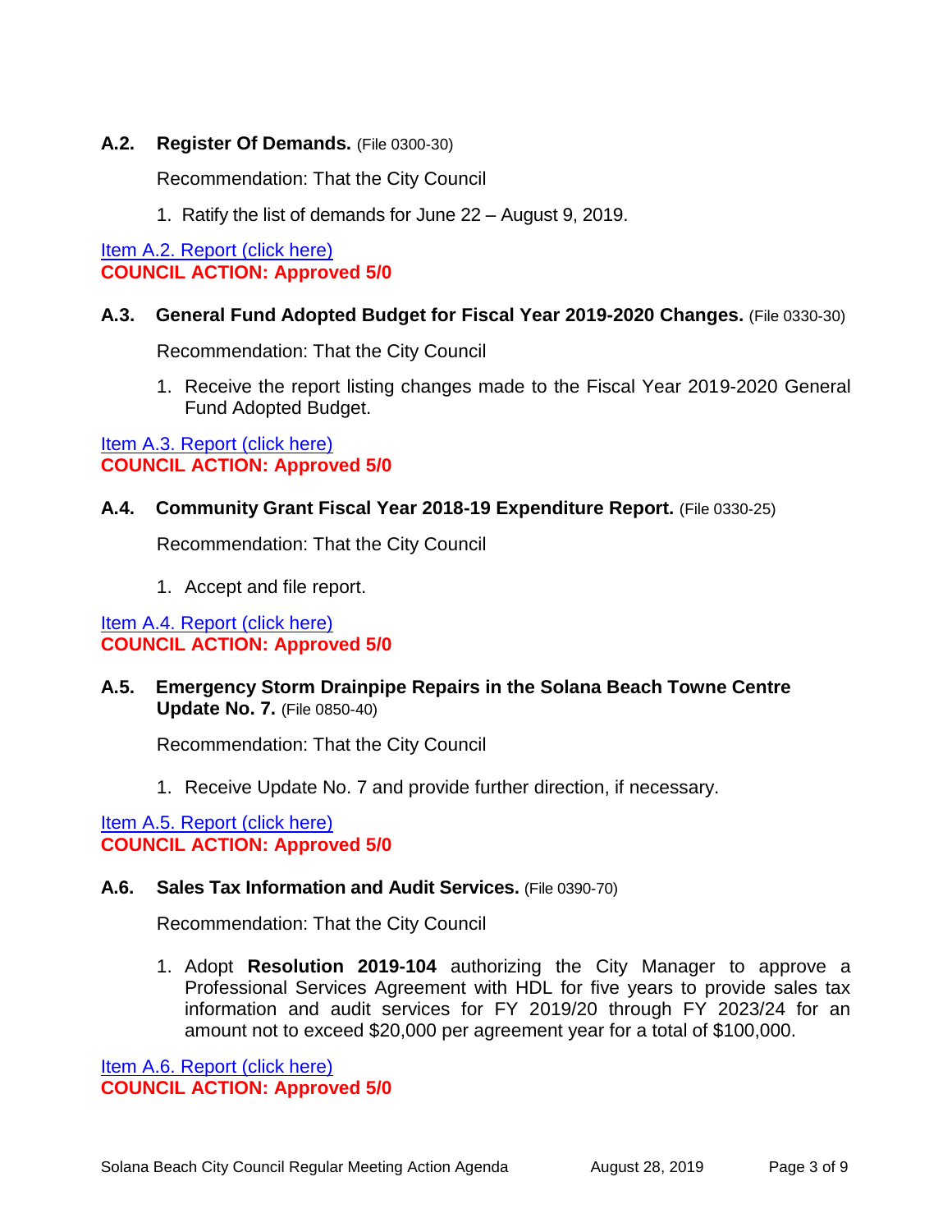### A.2. Register Of Demands. (File 0300-30)

Recommendation: That the City Council

1. Ratify the list of demands for June 22 – August 9, 2019.

Item A.2. Report (click here)
**COUNCIL ACTION: Approved 5/0**

### A.3. General Fund Adopted Budget for Fiscal Year 2019-2020 Changes. (File 0330-30)

Recommendation: That the City Council

1. Receive the report listing changes made to the Fiscal Year 2019-2020 General Fund Adopted Budget.

Item A.3. Report (click here)
**COUNCIL ACTION: Approved 5/0**

### A.4. Community Grant Fiscal Year 2018-19 Expenditure Report. (File 0330-25)

Recommendation: That the City Council

1. Accept and file report.

Item A.4. Report (click here)
**COUNCIL ACTION: Approved 5/0**

### A.5. Emergency Storm Drainpipe Repairs in the Solana Beach Towne Centre Update No. 7. (File 0850-40)

Recommendation: That the City Council

1. Receive Update No. 7 and provide further direction, if necessary.

Item A.5. Report (click here)
**COUNCIL ACTION: Approved 5/0**

### A.6. Sales Tax Information and Audit Services. (File 0390-70)

Recommendation: That the City Council

1. Adopt **Resolution 2019-104** authorizing the City Manager to approve a Professional Services Agreement with HDL for five years to provide sales tax information and audit services for FY 2019/20 through FY 2023/24 for an amount not to exceed $20,000 per agreement year for a total of $100,000.

Item A.6. Report (click here)
**COUNCIL ACTION: Approved 5/0**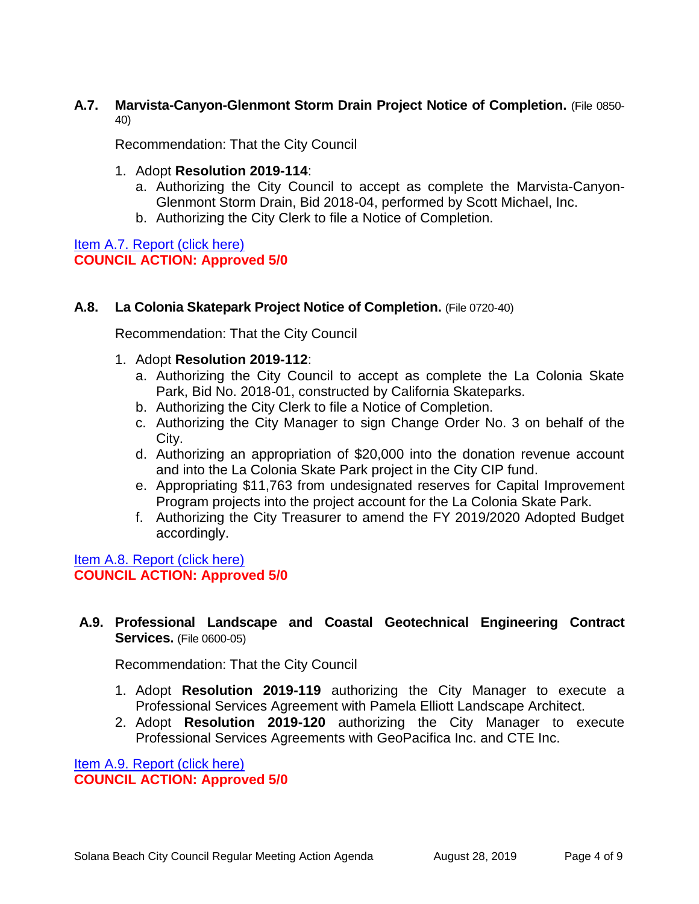### A.7. Marvista-Canyon-Glenmont Storm Drain Project Notice of Completion. (File 0850-40)

Recommendation: That the City Council

1. Adopt **Resolution 2019-114**:
   a. Authorizing the City Council to accept as complete the Marvista-Canyon-Glenmont Storm Drain, Bid 2018-04, performed by Scott Michael, Inc.
   b. Authorizing the City Clerk to file a Notice of Completion.

Item A.7. Report (click here)
**COUNCIL ACTION: Approved 5/0**

### A.8. La Colonia Skatepark Project Notice of Completion. (File 0720-40)

Recommendation: That the City Council

1. Adopt **Resolution 2019-112**:
   a. Authorizing the City Council to accept as complete the La Colonia Skate Park, Bid No. 2018-01, constructed by California Skateparks.
   b. Authorizing the City Clerk to file a Notice of Completion.
   c. Authorizing the City Manager to sign Change Order No. 3 on behalf of the City.
   d. Authorizing an appropriation of $20,000 into the donation revenue account and into the La Colonia Skate Park project in the City CIP fund.
   e. Appropriating $11,763 from undesignated reserves for Capital Improvement Program projects into the project account for the La Colonia Skate Park.
   f. Authorizing the City Treasurer to amend the FY 2019/2020 Adopted Budget accordingly.

Item A.8. Report (click here)
**COUNCIL ACTION: Approved 5/0**

### A.9. Professional Landscape and Coastal Geotechnical Engineering Contract Services. (File 0600-05)

Recommendation: That the City Council

1. Adopt **Resolution 2019-119** authorizing the City Manager to execute a Professional Services Agreement with Pamela Elliott Landscape Architect.
2. Adopt **Resolution 2019-120** authorizing the City Manager to execute Professional Services Agreements with GeoPacifica Inc. and CTE Inc.

Item A.9. Report (click here)
**COUNCIL ACTION: Approved 5/0**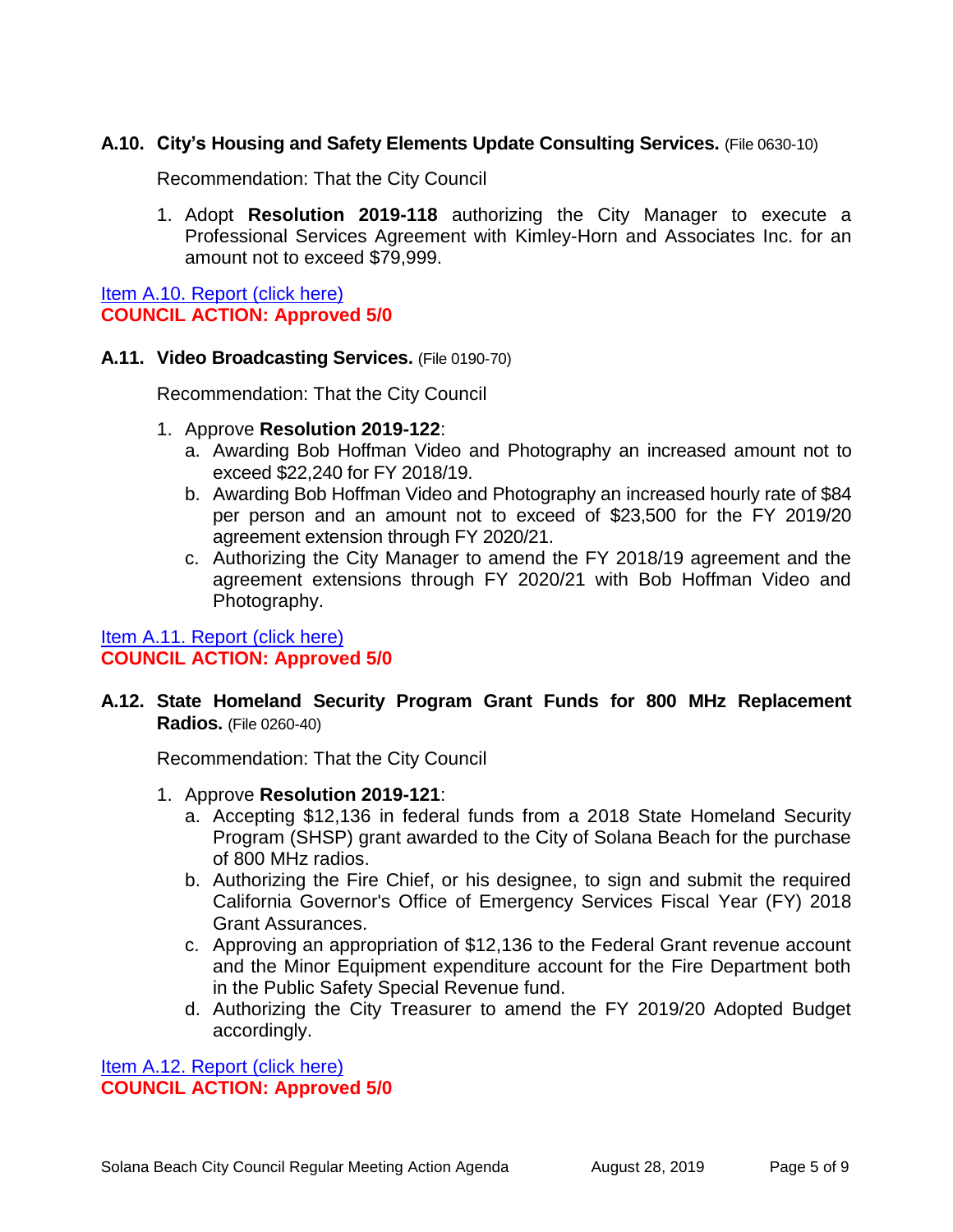### A.10. City's Housing and Safety Elements Update Consulting Services. (File 0630-10)

Recommendation: That the City Council

1. Adopt **Resolution 2019-118** authorizing the City Manager to execute a Professional Services Agreement with Kimley-Horn and Associates Inc. for an amount not to exceed $79,999.

Item A.10. Report (click here)
**COUNCIL ACTION: Approved 5/0**

### A.11. Video Broadcasting Services. (File 0190-70)

Recommendation: That the City Council

1. Approve **Resolution 2019-122**:
   a. Awarding Bob Hoffman Video and Photography an increased amount not to exceed $22,240 for FY 2018/19.
   b. Awarding Bob Hoffman Video and Photography an increased hourly rate of $84 per person and an amount not to exceed of $23,500 for the FY 2019/20 agreement extension through FY 2020/21.
   c. Authorizing the City Manager to amend the FY 2018/19 agreement and the agreement extensions through FY 2020/21 with Bob Hoffman Video and Photography.

Item A.11. Report (click here)
**COUNCIL ACTION: Approved 5/0**

### A.12. State Homeland Security Program Grant Funds for 800 MHz Replacement Radios. (File 0260-40)

Recommendation: That the City Council

1. Approve **Resolution 2019-121**:
   a. Accepting $12,136 in federal funds from a 2018 State Homeland Security Program (SHSP) grant awarded to the City of Solana Beach for the purchase of 800 MHz radios.
   b. Authorizing the Fire Chief, or his designee, to sign and submit the required California Governor's Office of Emergency Services Fiscal Year (FY) 2018 Grant Assurances.
   c. Approving an appropriation of $12,136 to the Federal Grant revenue account and the Minor Equipment expenditure account for the Fire Department both in the Public Safety Special Revenue fund.
   d. Authorizing the City Treasurer to amend the FY 2019/20 Adopted Budget accordingly.

Item A.12. Report (click here)
**COUNCIL ACTION: Approved 5/0**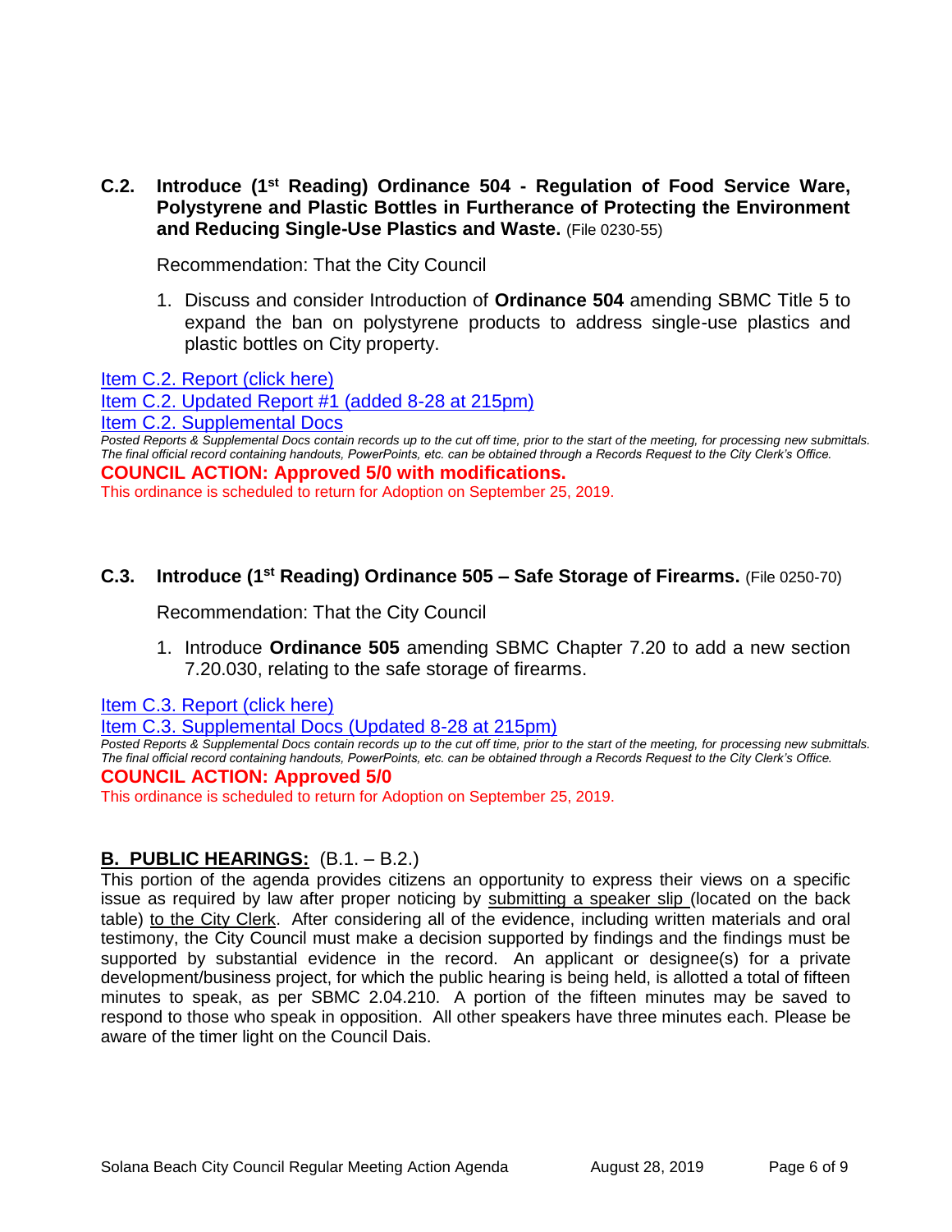**C.2. Introduce (1st Reading) Ordinance 504 - Regulation of Food Service Ware, Polystyrene and Plastic Bottles in Furtherance of Protecting the Environment and Reducing Single-Use Plastics and Waste.** (File 0230-55)

Recommendation: That the City Council

1. Discuss and consider Introduction of **Ordinance 504** amending SBMC Title 5 to expand the ban on polystyrene products to address single-use plastics and plastic bottles on City property.

Item C.2. Report (click here)
Item C.2. Updated Report #1 (added 8-28 at 215pm)
Item C.2. Supplemental Docs

*Posted Reports & Supplemental Docs contain records up to the cut off time, prior to the start of the meeting, for processing new submittals. The final official record containing handouts, PowerPoints, etc. can be obtained through a Records Request to the City Clerk's Office.*

**COUNCIL ACTION: Approved 5/0 with modifications.**
This ordinance is scheduled to return for Adoption on September 25, 2019.

**C.3. Introduce (1st Reading) Ordinance 505 – Safe Storage of Firearms.** (File 0250-70)

Recommendation: That the City Council

1. Introduce **Ordinance 505** amending SBMC Chapter 7.20 to add a new section 7.20.030, relating to the safe storage of firearms.

Item C.3. Report (click here)
Item C.3. Supplemental Docs (Updated 8-28 at 215pm)

*Posted Reports & Supplemental Docs contain records up to the cut off time, prior to the start of the meeting, for processing new submittals. The final official record containing handouts, PowerPoints, etc. can be obtained through a Records Request to the City Clerk's Office.*

**COUNCIL ACTION: Approved 5/0**
This ordinance is scheduled to return for Adoption on September 25, 2019.

## B. PUBLIC HEARINGS: (B.1. – B.2.)

This portion of the agenda provides citizens an opportunity to express their views on a specific issue as required by law after proper noticing by submitting a speaker slip (located on the back table) to the City Clerk. After considering all of the evidence, including written materials and oral testimony, the City Council must make a decision supported by findings and the findings must be supported by substantial evidence in the record. An applicant or designee(s) for a private development/business project, for which the public hearing is being held, is allotted a total of fifteen minutes to speak, as per SBMC 2.04.210. A portion of the fifteen minutes may be saved to respond to those who speak in opposition. All other speakers have three minutes each. Please be aware of the timer light on the Council Dais.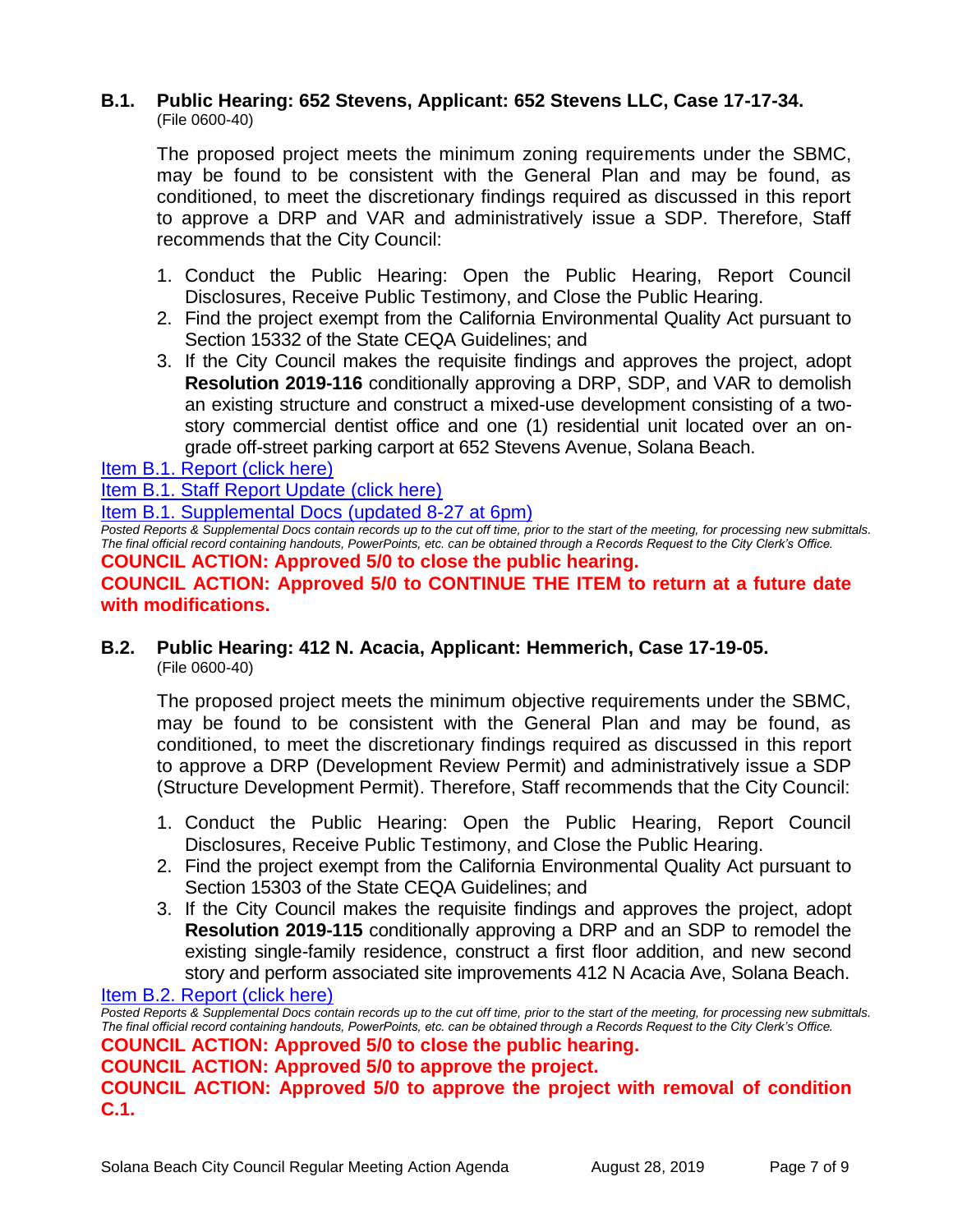### B.1. Public Hearing: 652 Stevens, Applicant: 652 Stevens LLC, Case 17-17-34.

(File 0600-40)

The proposed project meets the minimum zoning requirements under the SBMC, may be found to be consistent with the General Plan and may be found, as conditioned, to meet the discretionary findings required as discussed in this report to approve a DRP and VAR and administratively issue a SDP. Therefore, Staff recommends that the City Council:

1. Conduct the Public Hearing: Open the Public Hearing, Report Council Disclosures, Receive Public Testimony, and Close the Public Hearing.
2. Find the project exempt from the California Environmental Quality Act pursuant to Section 15332 of the State CEQA Guidelines; and
3. If the City Council makes the requisite findings and approves the project, adopt **Resolution 2019-116** conditionally approving a DRP, SDP, and VAR to demolish an existing structure and construct a mixed-use development consisting of a two-story commercial dentist office and one (1) residential unit located over an on-grade off-street parking carport at 652 Stevens Avenue, Solana Beach.

Item B.1. Report (click here)

Item B.1. Staff Report Update (click here)

Item B.1. Supplemental Docs (updated 8-27 at 6pm)

*Posted Reports & Supplemental Docs contain records up to the cut off time, prior to the start of the meeting, for processing new submittals. The final official record containing handouts, PowerPoints, etc. can be obtained through a Records Request to the City Clerk's Office.*

**COUNCIL ACTION: Approved 5/0 to close the public hearing.**

**COUNCIL ACTION: Approved 5/0 to CONTINUE THE ITEM to return at a future date with modifications.**

### B.2. Public Hearing: 412 N. Acacia, Applicant: Hemmerich, Case 17-19-05.

(File 0600-40)

The proposed project meets the minimum objective requirements under the SBMC, may be found to be consistent with the General Plan and may be found, as conditioned, to meet the discretionary findings required as discussed in this report to approve a DRP (Development Review Permit) and administratively issue a SDP (Structure Development Permit). Therefore, Staff recommends that the City Council:

1. Conduct the Public Hearing: Open the Public Hearing, Report Council Disclosures, Receive Public Testimony, and Close the Public Hearing.
2. Find the project exempt from the California Environmental Quality Act pursuant to Section 15303 of the State CEQA Guidelines; and
3. If the City Council makes the requisite findings and approves the project, adopt **Resolution 2019-115** conditionally approving a DRP and an SDP to remodel the existing single-family residence, construct a first floor addition, and new second story and perform associated site improvements 412 N Acacia Ave, Solana Beach.

Item B.2. Report (click here)

*Posted Reports & Supplemental Docs contain records up to the cut off time, prior to the start of the meeting, for processing new submittals. The final official record containing handouts, PowerPoints, etc. can be obtained through a Records Request to the City Clerk's Office.*

**COUNCIL ACTION: Approved 5/0 to close the public hearing.**

**COUNCIL ACTION: Approved 5/0 to approve the project.**

**COUNCIL ACTION: Approved 5/0 to approve the project with removal of condition C.1.**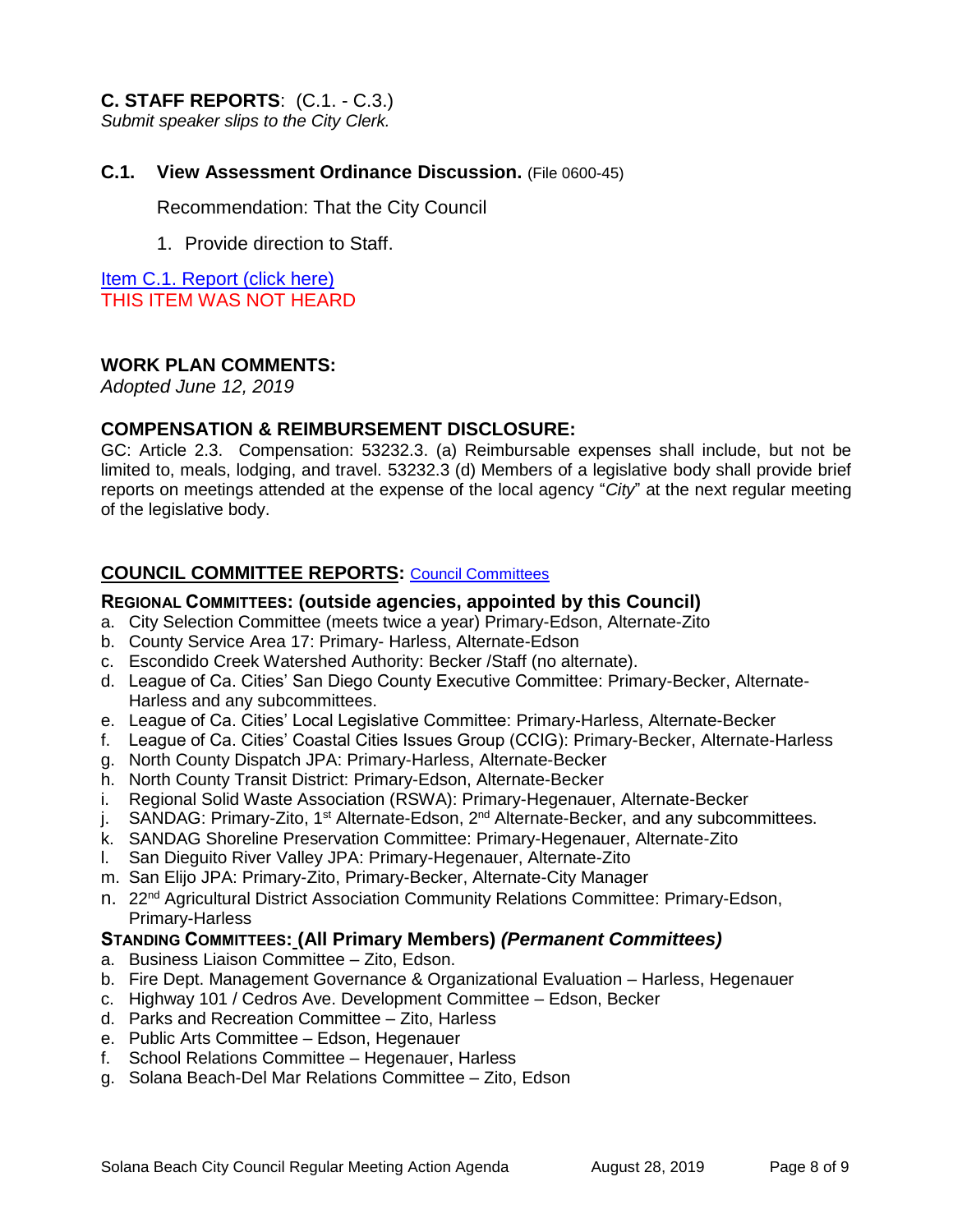## C. STAFF REPORTS: (C.1. - C.3.)

*Submit speaker slips to the City Clerk.*

### C.1. View Assessment Ordinance Discussion. (File 0600-45)

Recommendation: That the City Council

1. Provide direction to Staff.

Item C.1. Report (click here)

THIS ITEM WAS NOT HEARD

## WORK PLAN COMMENTS:

*Adopted June 12, 2019*

## COMPENSATION & REIMBURSEMENT DISCLOSURE:

GC: Article 2.3. Compensation: 53232.3. (a) Reimbursable expenses shall include, but not be limited to, meals, lodging, and travel. 53232.3 (d) Members of a legislative body shall provide brief reports on meetings attended at the expense of the local agency "*City*" at the next regular meeting of the legislative body.

## COUNCIL COMMITTEE REPORTS: Council Committees

### REGIONAL COMMITTEES: (outside agencies, appointed by this Council)

a. City Selection Committee (meets twice a year) Primary-Edson, Alternate-Zito
b. County Service Area 17: Primary- Harless, Alternate-Edson
c. Escondido Creek Watershed Authority: Becker /Staff (no alternate).
d. League of Ca. Cities' San Diego County Executive Committee: Primary-Becker, Alternate-Harless and any subcommittees.
e. League of Ca. Cities' Local Legislative Committee: Primary-Harless, Alternate-Becker
f. League of Ca. Cities' Coastal Cities Issues Group (CCIG): Primary-Becker, Alternate-Harless
g. North County Dispatch JPA: Primary-Harless, Alternate-Becker
h. North County Transit District: Primary-Edson, Alternate-Becker
i. Regional Solid Waste Association (RSWA): Primary-Hegenauer, Alternate-Becker
j. SANDAG: Primary-Zito, 1st Alternate-Edson, 2nd Alternate-Becker, and any subcommittees.
k. SANDAG Shoreline Preservation Committee: Primary-Hegenauer, Alternate-Zito
l. San Dieguito River Valley JPA: Primary-Hegenauer, Alternate-Zito
m. San Elijo JPA: Primary-Zito, Primary-Becker, Alternate-City Manager
n. 22nd Agricultural District Association Community Relations Committee: Primary-Edson, Primary-Harless

### STANDING COMMITTEES: (All Primary Members) *(Permanent Committees)*

a. Business Liaison Committee – Zito, Edson.
b. Fire Dept. Management Governance & Organizational Evaluation – Harless, Hegenauer
c. Highway 101 / Cedros Ave. Development Committee – Edson, Becker
d. Parks and Recreation Committee – Zito, Harless
e. Public Arts Committee – Edson, Hegenauer
f. School Relations Committee – Hegenauer, Harless
g. Solana Beach-Del Mar Relations Committee – Zito, Edson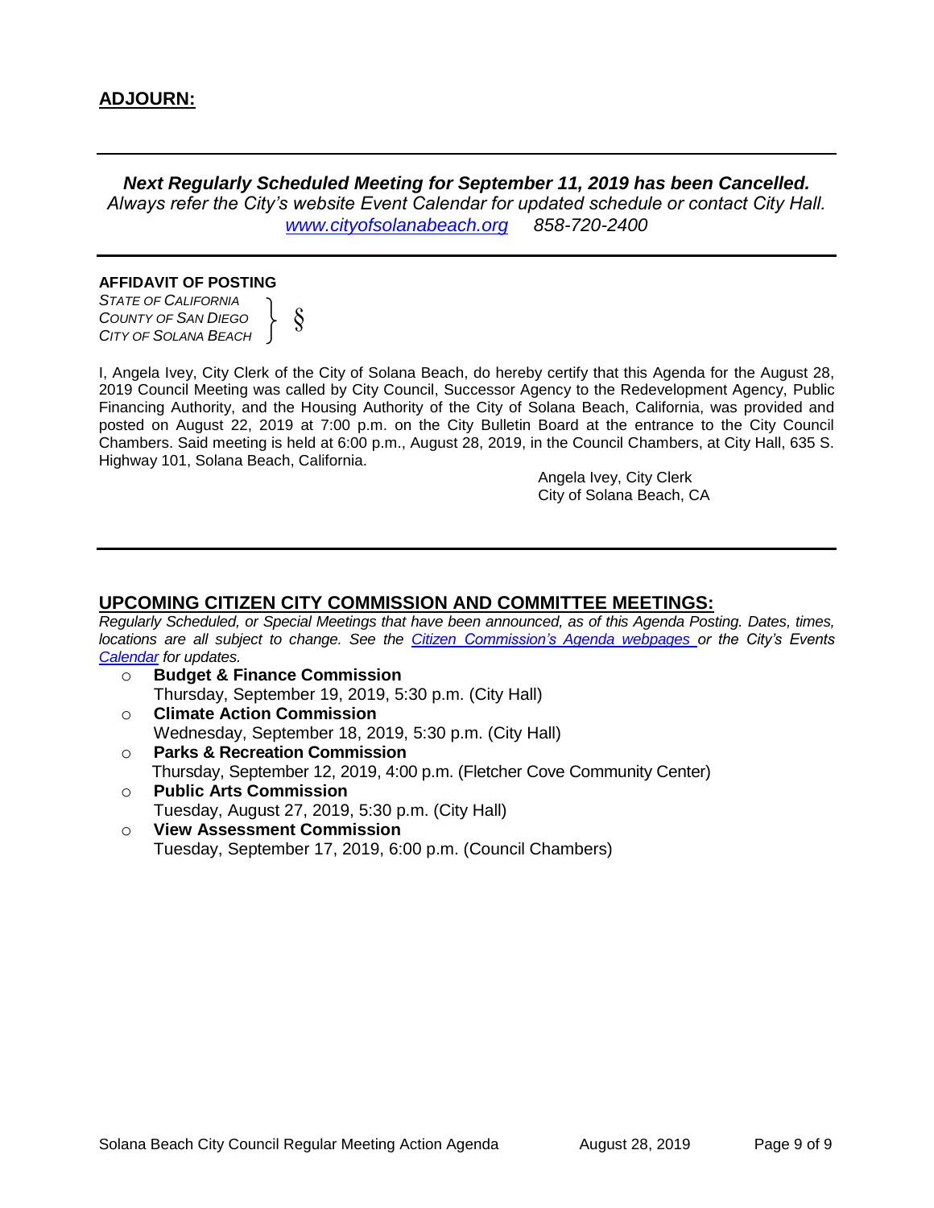## ADJOURN:

---

***Next Regularly Scheduled Meeting for September 11, 2019 has been Cancelled.***
*Always refer the City's website Event Calendar for updated schedule or contact City Hall.*
*[www.cityofsolanabeach.org](http://www.cityofsolanabeach.org)      858-720-2400*

---

**AFFIDAVIT OF POSTING**

*STATE OF CALIFORNIA*
*COUNTY OF SAN DIEGO*  §
*CITY OF SOLANA BEACH*

I, Angela Ivey, City Clerk of the City of Solana Beach, do hereby certify that this Agenda for the August 28, 2019 Council Meeting was called by City Council, Successor Agency to the Redevelopment Agency, Public Financing Authority, and the Housing Authority of the City of Solana Beach, California, was provided and posted on August 22, 2019 at 7:00 p.m. on the City Bulletin Board at the entrance to the City Council Chambers. Said meeting is held at 6:00 p.m., August 28, 2019, in the Council Chambers, at City Hall, 635 S. Highway 101, Solana Beach, California.

Angela Ivey, City Clerk
City of Solana Beach, CA

---

## UPCOMING CITIZEN CITY COMMISSION AND COMMITTEE MEETINGS:

*Regularly Scheduled, or Special Meetings that have been announced, as of this Agenda Posting. Dates, times, locations are all subject to change. See the [Citizen Commission's Agenda webpages](#) or the City's Events [Calendar](#) for updates.*

- **Budget & Finance Commission**
  Thursday, September 19, 2019, 5:30 p.m. (City Hall)
- **Climate Action Commission**
  Wednesday, September 18, 2019, 5:30 p.m. (City Hall)
- **Parks & Recreation Commission**
  Thursday, September 12, 2019, 4:00 p.m. (Fletcher Cove Community Center)
- **Public Arts Commission**
  Tuesday, August 27, 2019, 5:30 p.m. (City Hall)
- **View Assessment Commission**
  Tuesday, September 17, 2019, 6:00 p.m. (Council Chambers)